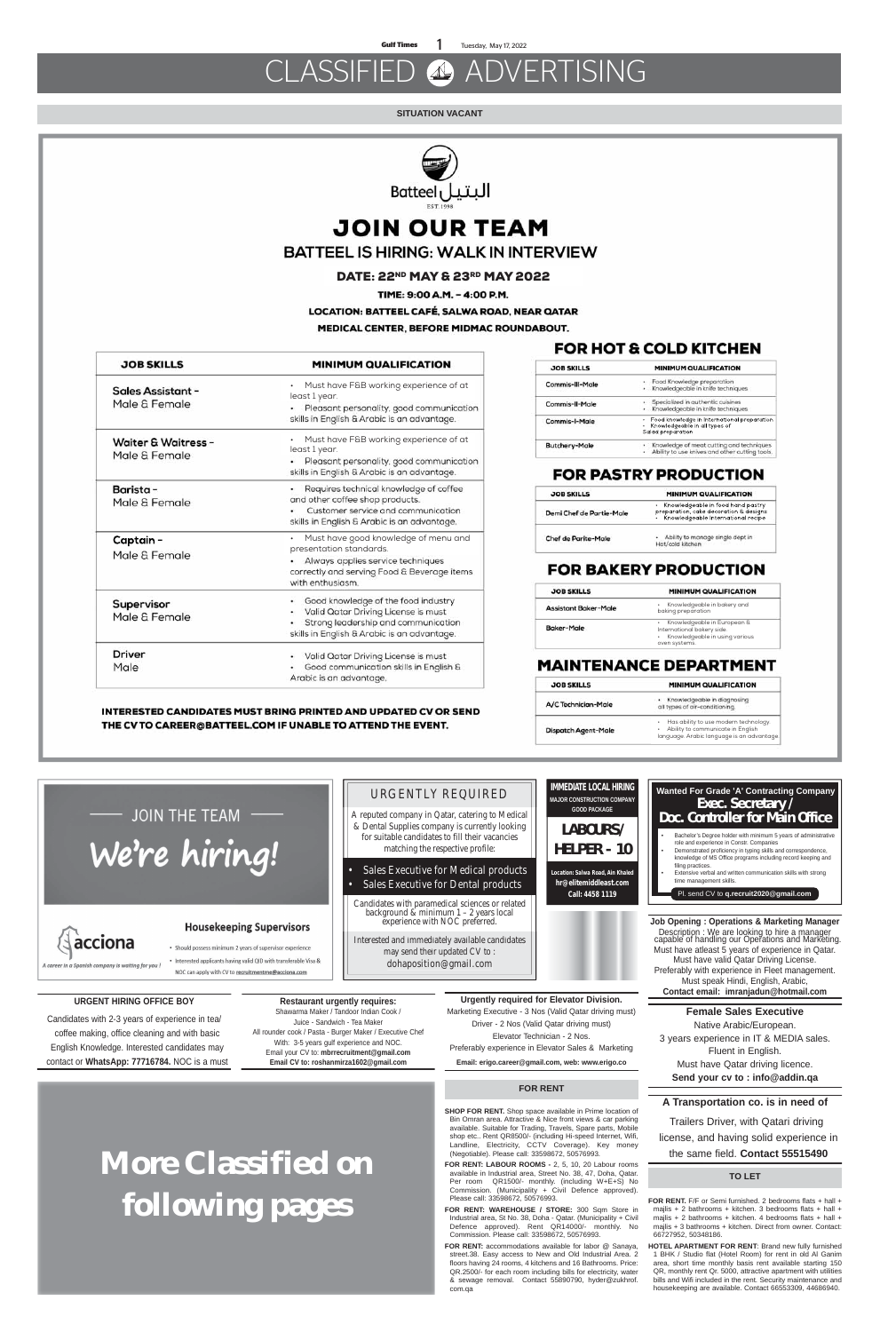# CLASSIFIED ADVERTISING

## SITUATION VACANT

Batteel البتيل
EST. 1998

# JOIN OUR TEAM

## BATTEEL IS HIRING: WALK IN INTERVIEW

**DATE: 22ND MAY & 23RD MAY 2022**

**TIME: 9:00 A.M. – 4:00 P.M.**

**LOCATION: BATTEEL CAFÉ, SALWA ROAD, NEAR QATAR MEDICAL CENTER, BEFORE MIDMAC ROUNDABOUT.**

| JOB SKILLS | MINIMUM QUALIFICATION |
|---|---|
| Sales Assistant - Male & Female | • Must have F&B working experience of at least 1 year. • Pleasant personality, good communication skills in English & Arabic is an advantage. |
| Waiter & Waitress - Male & Female | • Must have F&B working experience of at least 1 year. • Pleasant personality, good communication skills in English & Arabic is an advantage. |
| Barista - Male & Female | • Requires technical knowledge of coffee and other coffee shop products. • Customer service and communication skills in English & Arabic is an advantage. |
| Captain - Male & Female | • Must have good knowledge of menu and presentation standards. • Always applies service techniques correctly and serving Food & Beverage items with enthusiasm. |
| Supervisor Male & Female | • Good knowledge of the food industry • Valid Qatar Driving License is must • Strong leadership and communication skills in English & Arabic is an advantage. |
| Driver Male | • Valid Qatar Driving License is must • Good communication skills in English & Arabic is an advantage. |

### FOR HOT & COLD KITCHEN

| JOB SKILLS | MINIMUM QUALIFICATION |
|---|---|
| Commis-III-Male | • Food Knowledge preparation • Knowledgeable in knife techniques |
| Commis-II-Male | • Specialized in authentic cuisines • Knowledgeable in knife techniques |
| Commis-I-Male | • Food knowledge in International preparation • Knowledgeable in all types of Salad preparation |
| Butchery-Male | • Knowledge of meat cutting and techniques • Ability to use knives and other cutting tools. |

### FOR PASTRY PRODUCTION

| JOB SKILLS | MINIMUM QUALIFICATION |
|---|---|
| Demi Chef de Partie-Male | • Knowledgeable in food hand pastry preparation, cake decoration & designs • Knowledgeable international recipe |
| Chef de Partie-Male | • Ability to manage single dept in Hot/cold kitchen |

### FOR BAKERY PRODUCTION

| JOB SKILLS | MINIMUM QUALIFICATION |
|---|---|
| Assistant Baker-Male | • Knowledgeable in bakery and baking preparation |
| Baker-Male | • Knowledgeable in European & International bakery side. • Knowledgeable in using various oven systems. |

### MAINTENANCE DEPARTMENT

| JOB SKILLS | MINIMUM QUALIFICATION |
|---|---|
| A/C Technician-Male | • Knowledgeable in diagnosing all types of air-conditioning. |
| Dispatch Agent-Male | • Has ability to use modern technology • Ability to communicate in English language. Arabic language is an advantage |

**INTERESTED CANDIDATES MUST BRING PRINTED AND UPDATED CV OR SEND THE CV TO CAREER@BATTEEL.COM IF UNABLE TO ATTEND THE EVENT.**

---

JOIN THE TEAM

**We're hiring!**

**Housekeeping Supervisors**

- Should possess minimum 2 years of supervisor experience
- Interested applicants having valid QID with transferable Visa & NOC can apply with CV to recruitmentme@acciona.com

acciona

*A career in a Spanish company is waiting for you !*

---

### URGENTLY REQUIRED

A reputed company in Qatar, catering to Medical & Dental Supplies company is currently looking for suitable candidates to fill their vacancies matching the respective profile:

- Sales Executive for Medical products
- Sales Executive for Dental products

Candidates with paramedical sciences or related background & minimum 1 – 2 years local experience with NOC preferred.

Interested and immediately available candidates may send their updated CV to : dohaposition@gmail.com

---

**IMMEDIATE LOCAL HIRING**

MAJOR CONSTRUCTION COMPANY GOOD PACKAGE

**LABOURS/ HELPER - 10**

**Location: Salwa Road, Ain Khaled**
**hr@elitemiddleast.com**
**Call: 4458 1119**

---

**Wanted For Grade 'A' Contracting Company**

**Exec. Secretary / Doc. Controller for Main Office**

- Bachelor's Degree holder with minimum 5 years of administrative role and experience in Constr. Companies
- Demonstrated proficiency in typing skills and correspondence, knowledge of MS Office programs including record keeping and filing practices.
- Extensive verbal and written communication skills with strong time management skills.

Pl. send CV to **q.recruit2020@gmail.com**

---

**Job Opening : Operations & Marketing Manager**

Description : We are looking to hire a manager capable of handling our Operations and Marketing. Must have atleast 5 years of experience in Qatar. Must have valid Qatar Driving License. Preferably with experience in Fleet management. Must speak Hindi, English, Arabic,
**Contact email: imranjadun@hotmail.com**

---

**URGENT HIRING OFFICE BOY**

Candidates with 2-3 years of experience in tea/ coffee making, office cleaning and with basic English Knowledge. Interested candidates may contact or **WhatsApp: 77716784.** NOC is a must

---

**Restaurant urgently requires:**

Shawarma Maker / Tandoor Indian Cook / Juice - Sandwich - Tea Maker
All rounder cook / Pasta - Burger Maker / Executive Chef
With: 3-5 years gulf experience and NOC.
Email your CV to: **mbrrecruitment@gmail.com**
**Email CV to: roshanmirza1602@gmail.com**

---

**Urgently required for Elevator Division.**

Marketing Executive - 3 Nos (Valid Qatar driving must)
Driver - 2 Nos (Valid Qatar driving must)
Elevator Technician - 2 Nos.
Preferably experience in Elevator Sales & Marketing
**Email: erigo.career@gmail.com, web: www.erigo.co**

---

**Female Sales Executive**

Native Arabic/European.
3 years experience in IT & MEDIA sales.
Fluent in English.
Must have Qatar driving licence.
**Send your cv to : info@addin.qa**

---

**A Transportation co. is in need of**

Trailers Driver, with Qatari driving license, and having solid experience in the same field. **Contact 55515490**

---

# More Classified on following pages

---

## FOR RENT

**SHOP FOR RENT.** Shop space available in Prime location of Bin Omran area. Attractive & Nice front views & car parking available. Suitable for Trading, Travels, Spare parts, Mobile shop etc.. Rent QR8500/- (including Hi-speed Internet, Wifi, Landline, Electricity, CCTV Coverage). Key money (Negotiable). Please call: 33598672, 50576993.

**FOR RENT: LABOUR ROOMS -** 2, 5, 10, 20 Labour rooms available in Industrial area, Street No. 38, 47, Doha, Qatar. Per room QR1500/- monthly. (including W+E+S) No Commission. (Municipality + Civil Defence approved). Please call: 33598672, 50576993.

**FOR RENT: WAREHOUSE / STORE:** 300 Sqm Store in Industrial area, St No. 38, Doha - Qatar. (Municipality + Civil Defence approved). Rent QR14000/- monthly. No Commission. Please call: 33598672, 50576993.

**FOR RENT:** accommodations available for labor @ Sanaya, street.38. Easy access to New and Old Industrial Area. 2 floors having 24 rooms, 4 kitchens and 16 Bathrooms. Price: QR.2500/- for each room including bills for electricity, water & sewage removal. Contact 55890790, hyder@zukhrof.com.qa

## TO LET

**FOR RENT.** F/F or Semi furnished. 2 bedrooms flats + hall + majlis + 2 bathrooms + kitchen. 3 bedrooms flats + hall + majlis + 2 bathrooms + kitchen. 4 bedrooms flats + hall + majlis + 3 bathrooms + kitchen. Direct from owner. Contact: 66727952, 50348186.

**HOTEL APARTMENT FOR RENT**: Brand new fully furnished 1 BHK / Studio flat (Hotel Room) for rent in old Al Ganim area, short time monthly basis rent available starting 150 QR, monthly rent Qr. 5000, attractive apartment with utilities bills and Wifi included in the rent. Security maintenance and housekeeping are available. Contact 66553309, 44686940.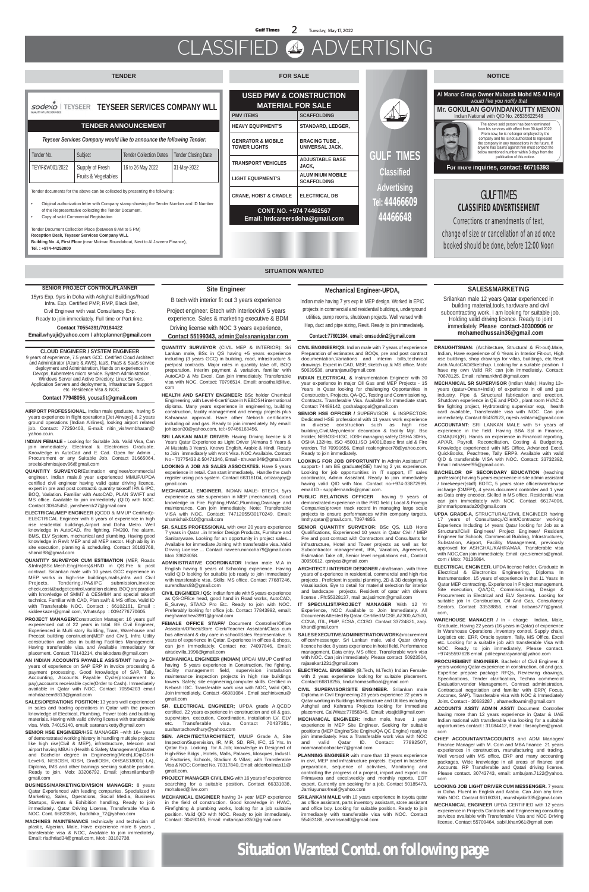# CLASSIFIED ADVERTISING

## TENDER

sodexo | TEYSEER **TEYSEER SERVICES COMPANY WLL**

### TENDER ANNOUNCEMENT

*Teyseer Services Company would like to announce the following Tender:*

| Tender No. | Subject | Tender Collection Dates | Tender Closing Date |
|---|---|---|---|
| TEY/F&V/001/2022 | Supply of Fresh Fruits & Vegetables | 16 to 26 May 2022 | 31-May-2022 |

Tender documents for the above can be collected by presenting the following :

- Original authorization letter with Company stamp showing the Tender Number and ID Number of the Representative collecting the Tender Document.
- Copy of valid Commercial Registration

Tender Document Collection Place (between 8 AM to 5 PM)
**Reception Desk, Teyseer Services Company WLL**
**Building No. 4, First Floor** (near Midmac Roundabout, Next to Al Jazeera Finance),
**Tel. : +974-44253000**

## FOR SALE

### USED PMV & CONSTRUCTION MATERIAL FOR SALE

| PMV ITEMS | SCAFFOLDING |
|---|---|
| HEAVY EQUIPMENT'S | STANDARD, LEDGER, |
| GENRATOR & MOBILE TOWER LIGHTS | BRACING TUBE , UNIVERSAL JACK, |
| TRANSPORT VEHICLES | ADJUSTABLE BASE JACK, |
| LIGHT EQUIPMENT'S | ALUMINIUM MOBILE SCAFFOLDING |
| CRANE, HOIST & CRADLE | ELECTRICAL DB |

**CONT. NO. +974 74462567**
**Email: hrdcareersdoha@gmail.com**

GULF TIMES Classified Advertising Tel: 44466609 44466648

## NOTICE

**Al Manar Group Owner Mubarak Mohd MS Al Hajri** *would like you notify that*
**Mr. GOKULAN GOVINDANKUTTY MENON**
Indian National with QID No. 26535622548

The above said person has been terminated from his services with effect from 30 April 2022. From now, he is no longer employed by the company and he is not authorized to represent the company in any transactions in the future. If anyone has claims against him must contact the below mentioned number within 3 days from the publication of this notice.

**For more inquiries, contact: 66716393**

GULF TIMES
**CLASSIFIED ADVERTISEMENT**
Corrections or amendments of text, change of size or cancellation of an ad once booked should be done, before 12:00 Noon

## SITUATION WANTED

**SENIOR PROJECT CONTROL/PLANNER**
15yrs Exp. 9yrs in Doha with Ashghal Buildings/Road Infra. Exp. Certified PMP, RMP, Black Belt, Civil Engineer with vast Consultancy Exp. Ready to join immediately. Full time or Part time.
**Contact 70554391/70184422**
**Email.whyaji@yahoo.com / ahtcplanner@gmail.com**

**Site Engineer**
B tech with interior fit out 3 years experience
Project engineer. Btech with interior/civil 5 years experience. Sales & marketing executive & BDM
Driving license with NOC 3 years experience,
**Contact 55199343, admin@alsananiqatar.com**

**Mechanical Engineer-UPDA,**
Indian male having 7 yrs exp in MEP design. Worked in EPIC projects in commercial and residential buildings, underground utilities, pump rooms, shutdown projects. Well versed with Hap, duct and pipe sizing, Revit. Ready to join immediately.
**Contact:77601184, email: omsuddin2@gmail.com**

**SALES&MARKETING**
Srilankan male 12 years Qatar experienced in building material,tools,hardware and civil subcontracting work. I am looking for suitable job. Holding valid driving licence. Ready to joint immediately. **Please contact-30300906 or mohamedhussain36@gmail.com**

**CLOUD ENGINEER / SYSTEM ENGINEER**
9 years of experience, 7.5 years GCC. Certified Cloud Architect and Administrator (Azure & AWS). IaaS, PaaS & SaaS service deployment and Administration, Hands on experience in Devops, Kubernetes micro service. System Administration, Windows Server and Active Directory, Linux Servers, Application Servers and deployments, Infrastructure Support etc. Residence Visa & NOC.
**Contact 77948056, yousafit@gmail.com**

**AIRPORT PROFESSIONAL,** Indian male graduate, having 5 years experience in flight operations [Jet Airways] & 2 years ground operations [Indian Airlines], looking airport related job. Contact: 77250403, E-mail: nitin_vishwmbharan@yahoo.co.in.

**INDIAN FEMALE -** Looking for Suitable Job. Valid Visa, Can join immediately. Electrical & Electronics Graduate. Knowledge in AutoCad and E Cad. Open for Admin , Procurement or any Suitable Job. Contact 31665064, sreelakshmisajeev96@gmail.com

**QUANTITY SURVEYOR/**Estimation engineer/commercial engineer. Indian male,8 year experienced MMUP/UPDA certified civil engineer having valid qatar driving licence. expert in pre and post contract& quantity takeoff IPA & IPC, BOQ, Variation. Familiar with AutoCAD, PLAN SWIFT and MS office. Available to join immediately (QID) with NOC. Contact 30845450, jamsheerck27@gmail.com

**ELECTRICAL/MEP ENGINEER** (QCDD & MMUP Certified):- ELECTRICAL Engineer with 6 years of experience in high rise residential buildings,Airport and Doha Metro. Well knowledge in AutoCAD, fire fighting, FM200, fire alarm, BMS, ELV System, mechanical and plumbing. Having good knowledge in Revit MEP and all MEP section. High ability in site execution, planning & scheduling. Contact 30183768, shanid98@gmail.com

**QUANTITY SURVEYOR CUM ESTIMATION** (MEP, Roads &Infra)BSc.Mech.Eng(Hons)&HND in QS.Pre & post contract. Srilankan male with 10 years GCC experience in MEP works in high-rise buildings,malls,infra and Civil Projects. Tendering,IPA&IPC submission,invoice check,cost&budget control,variation claims,BOQ preparation with knowledge of SMM7 & CESMM4 and special takeoff technics. Familiar with CAD, Plan swift & MS office. Valid ID with Transferable NOC. Contact : 66102161, Email : siddeekazer@gmail.com, WhatsApp : 0094776770605.

**PROJECT MANAGER/**Construction Manager: 16 years gulf experienced out of 22 years in total. BE Civil Engineer, Experienced in Multi story Building, Tram, Warehouse and Precast building construction(MEP and Civil), Infra Utility construction and also in building Facilities Management. Having transferable visa and Available immediately for placement. Contact 70143214, chelakodans@gmail.com

**AN INDIAN ACCOUNTS PAYABLE ASSISTANT** having 2+ years of experience on SAP ERP in invoice processing & payment processing. Good knowledge of SAP, Tally, Accounting, Accounts Payable Cycle(procurement to pay),accounts receivable cycle(Order to Cash). Immediately available in Qatar with NOC. Contact 70594203 email mohdazeem9813@gmail.com

**SALES/OPERATIONS POSITION:** 13 years well experienced in sales and trading operations in Qatar with the proven knowledge of Electrical, Plumbing, Power tools and building materials. Having with valid driving license with transferable visa. Mob. 74015140, email: sananarkutty@gmail.com

**SENIOR HSE ENGINEER**/HSE MANAGER –with 16+ years of demonstrated working history in handling multiple projects like high rise(Civil & MEP), infrastructure, telecom and airport having MBA in (Health & Safety Management),Master and Bachelor degree in Engineering(Mech),IDipOSH-Level-6, NEBOSH, IOSH, GradIOSH, OHSAS18001( LA), Diploma, IMS and other trainings seeking suitable position. Ready to join. Mob: 33206792, Email: johnsnilambur@gmail.com

**BUSINESS/MARKETING/DIVISION MANAGER:** 8 years Qatar Experienced with leading companies. Specialized in Marketing, Sales, Operations, Social Media, Business Startups, Events & Exhibition handling. Ready to join immediately. Qatar Driving License, Transferable Visa & NOC. Cont. 66823586, buddhika_72@yahoo.com

**MACHINES MAINTENANCE** technically and technician of plastic, Algerian, Male, Have experience more 8 years , transferable visa & NOC, Available to join immediately. Email: riadhriad34@gmail.com, Mob: 33182738.

**QUANTITY SURVEYOR** (CIVIL MEP & INTERIOR): Sri Lankan male, BSc in QS having +5 years experience including (3 years GCC) in building, road, infrastructure & pre/post contracts. Major roles in quantity take off, BOQ preparation, interim payment & variation. familiar with AutoCAD & Ms Excel. Can join immediately. Transferable visa with NOC. Contact: 70796514, Email: ansathali@live.com

**HEALTH AND SAFETY ENGINEER:** BSc holder Chemical Engineering, with Level-6 certificate in NEBOSH international diploma. Many years experience in engineering, building construction, facility management and energy projects plus Kahramaa approval. Have other Nebosh certificates including oil and gas. Ready to join immediately. My email: johlason30@yahoo.com, tel:+97466163456.

**SRI LANKAN MALE DRIVER:** Having Driving licence & 8 Years Qatar Experience as Light Driver (Almana 5 Years & Al Mustafa 3 Years). Knows English, Arabic & Hindi. Ready to Join immediately with work Visa. NOC Available. Contact No - 70775433 & 50471346, Email - tthuvan849@gmail.com

**LOOKING A JOB AS SALES ASSOCIATES**. Have 5 years experience in retail. Can start immediately. Handle the cash register using pos system. Contact 66318104, ortizarajoy@gmail.com

**MECHANICAL ENGINEER,** INDIAN MALE- BTECH. 5yrs experience as site supervision in MEP (mechanical). Good knowledge in Fire Fighting,HVAC,Plumbing,Drainage and maintenance. Can join immediately. Note: Transferable Visa with NOC. Contact: 74712055/30170249. Email: shamishaik010@gmail.com

**SR. SALES PROFESSIONAL** with over 20 years experience 7 years in Qatar ..in Interior Design Products, Furniture and Sanitaryware. Looking for an opportunity in project sales... Available for immediate Joining with transferable visa..Valid Driving License ... Contact naveen.minocha79@gmail.com Mob 33628058.

**ADMINISTRATIVE COORDINATOR** Indian male M.A in English having 6 years of Schooling experience. Having valid QID looking for suitable job ready to join immediately with transferable visa. Skills: MS office. Contact 77687246, surendhars93@gmail.com

**CIVIL ENGINEER / QS:** Indian female with 5 years experience as QS-Office head, good hand in Road works, AutoCAD, E_Survey, STAAD Pro Etc. Ready to join with NOC. Preferably looking for office job. Contact 77843992, email: meghamathew3991@gmail.com

**FEMALE OFFICE STAFF/** Document Controller/Office Assistant/Office&Store Clerk/Teacher Assistant/Class cum bus attendant & day care in school/Sales Representative. 5 years of experience in Qatar. Experience in offices & shops, can join immediately. Contact no: 74097846, Email: airadevilla.1996@gmail.com

**MECHANICAL ENGINEER (INDIAN)** UPDA/ MMUP Certified having 5 years experience in Construction, fire fighting, facility management field, supervision installation maintenance inspection projects in high rise buildings towers. Safety, site engineering,computer skills. Certified in Nebosh IGC. Transferable work visa with NOC, Valid QID, Join immediately. Contact -66981084 , Email: sachintvenu@gmail.com

**SR. ELECTRICAL ENGINEER;** UPDA grade A.QCDD certified. 22 years experience in construction and oil & gas. supervision, execution, Coordination, installation LV. ELV etc. Transferable visa. Contact 70437381, sushantachowdhury@yahoo.com

**SEN. ARCHITECT/ARCHITECT,** MMUP Grade A, Site Inspection/Supervision, IR, MIR, SD, RFI, IFC, 15 Yrs. In Qatar Exp. Looking for A Job; Worked in Designed of High-Rise Bldgs., Hotels, Malls, Palaces, Mosques, Indust'l. & Factories, Schools, Stadium & Villas; with Transferable Visa & NOC; Contact No. 70317840, Email: aldenbolinas11@gmail.com.

**PROJECT MANAGER CIVIL ENG** with 16 years of experience searching for a suitable position. Contact 66331038, mohalsed@live.com

**MECHANICAL ENGINEER** having 3+ year MEP experience in the field of construction. Good knowledge in HVAC, Firefighting & plumbing works, looking for a job suitable position. Valid QID with NOC. Ready to join immediately. Contact: 30490165, Email: mdtariqaziz350@gmail.com

**CIVIL ENGINEER/QS:** Indian male with 7 years of experience Preparation of estimates and BOQs, pre and post contract documentation,Variations and interim bills,technical drawings. Expert in CAD, MSP. sketch up,& MS office. Mob: 50639536, anuranjanu@gmail.com

**INDIAN ELECTRICAL &** Instrumentation Engineer with 30 year experience in major Oil Gas and MEP Projects - 15 Years in Qatar looking for challenging Opportunities in Construction, Projects, QA-QC, Testing and Commissioning, Contracts. Transferable Visa. Available for immediate start. Contact 74489142, goshalagopal@gmail.com

**SENIOR HSE OFFICER /** SUPERVISOR & INSPECTOR: Dedicated HSE professional with 11 years work experience in diverse construction such as high rise building,Civil,Mep,interior decoration & facility Mgt. Bsc Holder, NEBOSH IGC, IOSH managing safety,OSHA 30Hrs, OSHA 132Hrs, ISO 45001,ISO 14001,Basic first aid & Fire warden. Tel 70991656, Email realengineer78@yahoo.com, Ready to join immediately.

**LOOKING FOR JOB OPPORTUNITY** in Admin Assistant,IT support:- I am BE graduate(ISE) having 2 yrs experience. Looking for job opportunities in IT support, IT sales coordinator, Admin Assistant. Ready to join immediately having valid QID with Noc. Contact no-+974-33872999. email ID - suppifernandis@gmail.com.

**PUBLIC RELATIONS OFFICER** having 9 years of demonstrated experience in the PRO field ( Local & Foreign Companies)proven track record in managing large scale projects to ensure performances within company targets. lmthy.qatar@gmail.com, 70974855.

**SENIOR QUANTITY SURVEYOR**: BSc QS, LLB Hons Qualifications, Experienced 10 years in Qatar Civil / MEP Pre and post contract with Contractors and Consultants for infrastructure, Hotel and Tower projects as well as for Subcontractor management, IPA, Variation, Agreement, Estimation Take off, Senior level negotiations ect., Contact 30950612, qsniyas@gmail.com

**ARCHITECT / INTERIOR DESIGNER** / draftsman , with three years of experience in residential, commercial and high rise projects . Proficient in spatial planning, 2D & 3D designing & visualisation. Eye to detail for material selection for interior and landscape projects. Resident of qatar with drivers license . Ph:55328137, mail :ar.jasimcm@gmail.com

**IT SPECIALIST/PROJECT MANAGER** With 12 Yr Experience, NOC Available to Join Immediately. All Documents Attested By Qatar. Certified MCSE,AZ300,AZ500, CCNA, ITIL, PMP, ECSA, CCISO. Contact 33724821, zaqi.khan@gmail.com

**SALES EXECUTIVE/ADMINISTRATION WORK**/procurement officer/messenger. Sri Lankan male, valid Qatar driving licence holder, 8 years experience in hotel field, Performance management, Data entry, MS office. Transferable work visa with NOC. Can join immediately. Please contact 50923504, rajasekar1231@gmail.com

**ELECTRICAL ENGINEER** (B.Tech, M.Tech) Indian Female-with 2 years experience looking for suitable placement. Contact:66818255, tinduthomasofficial@gmail.com

**CIVIL SUPERVISOR/SITE ENGINEER**. Srilankan male Diploma in Civil Engineering 28 years experience 22 years in Qatar working in Buildings Infrastructure and Utilities including Ashghal and Kahrama Projects looking for immediate placement. Call/Wats:77858345. Email: vtsajid@gmail.com

**MECHANICAL ENGINEER:** Indian male, have 1 year experience in MEP Site Engineer. Seeking for suitable positions (MEP Engine/Site Engine/QA QC Engine) ready to join immediately. Has a Transferable work visa with NOC and valid Qatar ID. Contact: 77892507, noamanabootacker7@gmail.com

**PLANNING ENGINEER** with more than 13 years experience in civil, MEP and infrastructure projects. Expert in baseline preparation, sequence of activities, Monitoring and controlling the progress of a project, import and export into Primavera and excel,weekly and monthly reports, EOT expert. Currently am seeking for a job. Contact 50185473, Jamiuyunus4real@yahoo.com

**SRILANKAN MALE** with 10 years experience in toyota qatar as office assistant, parts inventory assistant, store assistant and office boy. Looking for suitable position. Ready to join immediately with transferable visa with NOC. Contact 55463188, anvarismail0@gmail.com

**DRAUGHTSMAN:** (Architecture, Structural & Fit-out).Male, Indian, Have experience of 6 Years in Interior Fit-out, High rise buildings, shop drawings for villas, buildings, etc.Revit Arch./AutoCAD/Sketchup. Looking for a suitable position I have my own Valid RP, can join immediately. Contact: 70678125, Email: rehmankhn6@gmail.com

**MECHANICAL SR SUPERVISOR** (Indian Male): Having 13+ years (qatar+Oman+India) of experience in oil and gas industry. Pipe & Structural fabrication and erection. Shutdown experience in QE and PDO , plant room HVAC & fire fighting project, Hydrotesting supervisor exp, health card available, Transferable visa with NOC. Can join immediately. Contact 66452623, rajesh.ashtami@gmail.com

**ACCOUNTANT:** SRI LANKAN MALE with 5+ years of experience in the field. Having BBA Spl in Finance, CIMA(UK)(R). Hands on experience in Financial reporting, AP/AR, Payroll, Reconciliation, Costing & Budgeting. Knowledge experienced with MS Office, Advanced Excel, QuickBooks, Peachtree, Tally ERP9. Available with valid QID & transferable VISA with NOC. Contact: 33732392, Email: mtnaseef95@gmail.com.

**BACHELOR OF SECONDARY EDUCATION** (teaching profession) having 5 years experience in site admin assistant / timekeeper(staff) BOTC, 5 years store officer/warehouse incharge (DMFPI), 4 years document controller and 1 year as Data entry encoder. Skilled in MS office, Residential visa can join immediately with NOC. Contact 66174006, johnmarkpomada20@gmail.com

**UPDA GRADE-A,** STRUCTURAL/CIVIL ENGINEER having 17 years of Consultancy/Client/Contractor working Experience Including 14 years Qatar looking for Job as a Structural/Civil Engineer/ Project Engineer/ Resident Engineer for Schools, Commercial Building, Infrastructures, Substation, Airport, Facility Management, previously approved for ASHGHAL/KAHRAMAA. Transferable visa with NOC,Can join immediately. Email: qre.siemens@gmail.com / Mob: 70136864.

**ELECTRICAL ENGINEER.** UPDA license holder. Graduate In Electrical & Electronics Engineering. Diploma In Instrumentation. 15 years of experience in that 11 Years In Qatar MEP contracting. Experience in Project management, Site execution, QA/QC, Commissioning, Design & Procurement in Electrical and ELV Systems. Looking for suitable job In Construction, Oil And Gas, Consultancy Sectors. Contact: 33538856, email: bobans777@gmail.com,

**WAREHOUSE MANAGER /** In - charge Indian, Male, Graduate, Having 22 years (16 years in Qatar) of experience in Warehouse Operations ,Inventory control, Supply chain, Logistics etc. ERP, Oracle system, Tally, MS Office, Excel etc. Looking for a suitable job with transferable Visa with NOC. Ready to join immediately, Please contact. +97455597628 email. pdileepnarayanan@yahoo.com

**PROCUREMENT ENGINEER.** Bachelor of Civil Engineer. 8 years working Qatar experience in construction, oil and gas. Expertise prepare package RFQs, Reviewing drawings, Specifications, Tender clarification, Techno commercial Evaluation,vendor Management, Contract administration, Contractual negotiation and familiar with ERP( Focus, Acconex, SAP). Transferable visa with NOC & Immediately Joint. Contact - 30683287 , ahamedfowmin@gmail.com

**ACCOUNTS ASST/ ADMIN ASST/** Document Controller having more than 12 years experience in Qatar & UAE Indian national with transferable visa looking for a suitable opportunities contact : 31084412, Email : fasircyber@gmail.com

**CHIEF ACCOUNTANT/ACCOUNTS** and ADM Manager/ Finance Manager with M. Com and MBA finance 21 years experiences in construction, manufacturing and trading. Well versed with MS office, ERP and many accounting packages. Wide knowledge in all areas of finance and Accounts. RP Transferable and Qatari driving license. Please contact. 30743743, email: ambujam.7122@yahoo.com

**LOOKING JOB LIGHT DRIVER CUM MESSENGER.** 7 years in Doha. Fluent in English and Arabic. Can Join any time. With NOC. Contact 66160381, mureshijakir335@gmail.com

**MECHANICAL ENGINEER** UPDA CERTIFIED with 12 years experience in Projects Contracts and Engineering consulting services available with Transferable Visa and NOC Driving license. Contact 55709464, sabil.khan961@gmail.com

# Situation Wanted Contd. on following page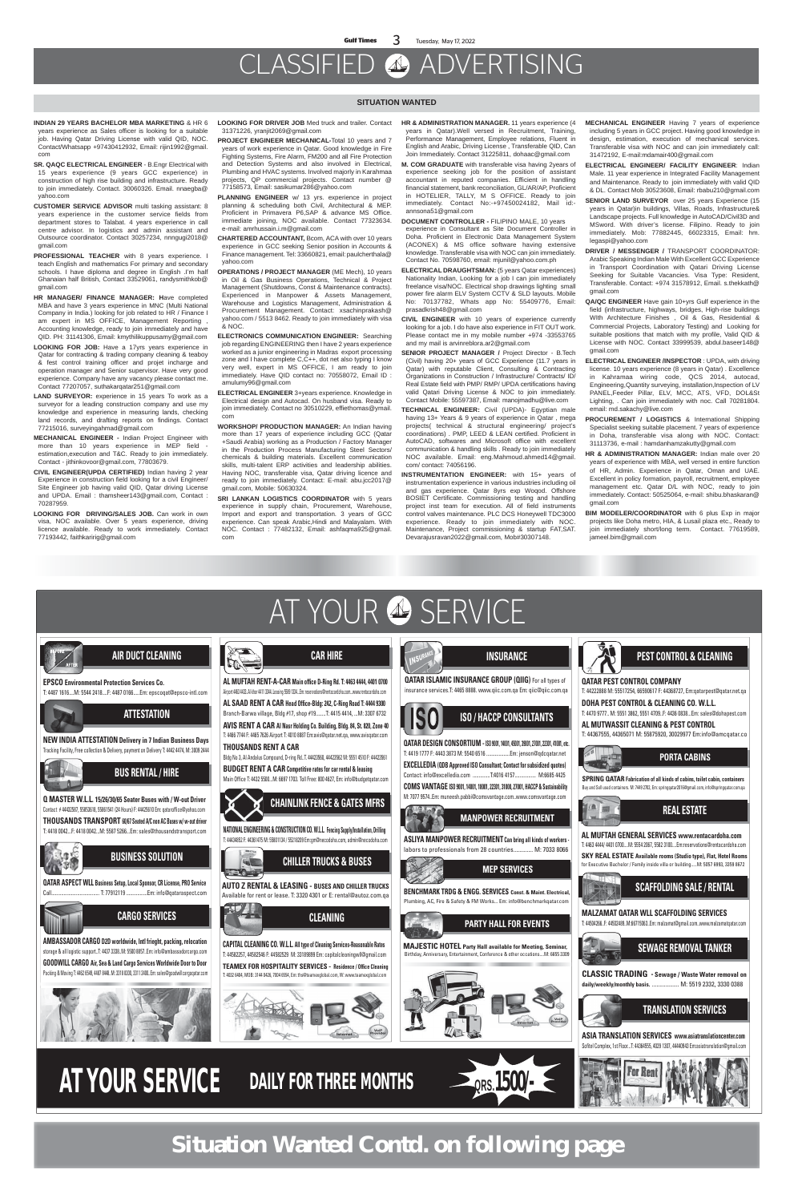# CLASSIFIED ADVERTISING

## SITUATION WANTED

**INDIAN 29 YEARS BACHELOR MBA MARKETING** & HR 6 years experience as Sales officer is looking for a suitable job. Having Qatar Driving License with valid QID, NOC. Contact/Whatsapp +97430412932, Email: rijin1992@gmail.com

**SR. QAQC ELECTRICAL ENGINEER** - B.Engr Electrical with 15 years experience (9 years GCC experience) in construction of high rise building and infrastructure. Ready to join immediately. Contact. 30060326. Email. nnaegba@yahoo.com

**CUSTOMER SERVICE ADVISOR** multi tasking assistant: 8 years experience in the customer service fields from department stores to Talabat. 4 years experience in call centre advisor. In logistics and admin assistant and Outsource coordinator. Contact 30257234, nnngugi2018@gmail.com

**PROFESSIONAL TEACHER** with 8 years experience. I teach English and mathematics For primary and secondary schools. I have diploma and degree in English .I'm half Ghanaian half British, Contact 33529061, randysmithkob@gmail.com

**HR MANAGER/ FINANCE MANAGER: H**ave completed MBA and have 3 years experience in MNC (Multi National Company in India.) looking for job related to HR / Finance I am expert in MS OFFICE, Management Reporting , Accounting knowledge, ready to join immediately and have QID. PH: 31141306, Email: kmythilikuppusamy@gmail.com

**LOOKING FOR JOB:** Have a 17yrs years experience in Qatar for contracting & trading company cleaning & teaboy & fest control training officer and project incharge and operation manager and Senior supervisor. Have very good experience. Company have any vacancy please contact me. Contact 77207057, suthakarqatar251@gmail.com

**LAND SURVEYOR:** experience in 15 years To work as a surveyor for a leading construction company and use my knowledge and experience in measuring lands, checking land records, and drafting reports on findings. Contact 77215016, surveyingahmad@gmail.com

**MECHANICAL ENGINEER** - Indian Project Engineer with more than 10 years experience in MEP field - estimation,execution and T&C. Ready to join immediately. Contact - jithinkovoor@gmail.com, 77803679.

**CIVIL ENGINEER(UPDA CERTIFIED)** Indian having 2 year Experience in construction field looking for a civil Engineer/ Site Engineer job having valid QID, Qatar driving License and UPDA. Email : thamsheer143@gmail.com, Contact : 70287959.

**LOOKING FOR DRIVING/SALES JOB.** Can work in own visa, NOC available. Over 5 years experience, driving licence available. Ready to work immediately. Contact 77193442, faithkaririg@gmail.com

**LOOKING FOR DRIVER JOB** Med truck and trailer. Contact 31371226, yranjit2069@gmail.com

**PROJECT ENGINEER MECHANICAL-**Total 10 years and 7 years of work experience in Qatar. Good knowledge in Fire Fighting Systems, Fire Alarm, FM200 and all Fire Protection and Detection Systems and also involved in Electrical, Plumbing and HVAC systems. Involved majorly in Karahmaa projects, QP commercial projects. Contact number @ 77158573, Email: sasikumar286@yahoo.com

**PLANNING ENGINEER** w/ 13 yrs. experience in project planning & scheduling both Civil, Architectural & MEP. Proficient in Primavera P6,SAP & advance MS Office. immediate joining, NOC available. Contact 77323634. e-mail: amrhussain.i.m@gmail.com

**CHARTERED ACCOUNTANT,** Bcom, ACA with over 10 years experience in GCC seeking Senior position in Accounts & Finance management. Tel: 33660821, email: paulcherthala@yahoo.com

**OPERATIONS / PROJECT MANAGER** (ME Mech), 10 years in Oil & Gas Business Operations, Technical & Project Management (Shutdowns, Const & Maintenance contracts). Experienced in Manpower & Assets Management, Warehouse and Logistics Management, Administration & Procurement Management. Contact: xsachinprakash@yahoo.com / 5513 8462. Ready to join immediately with visa & NOC.

**ELECTRONICS COMMUNICATION ENGINEER:** Searching job regarding ENGINEERING then I have 2 years experience worked as a junior engineering in Madras export processing zone and I have complete C,C++, dot net also typing I know very well, expert in MS OFFICE, I am ready to join immediately. Have QID contact no: 70558072, Email ID : amulumy96@gmail.com

**ELECTRICAL ENGINEER** 3+years experience. Knowledge in Electrical design and Autocad. On husband visa. Ready to join immediately. Contact no 30510229, effiethomas@ymail.com

**WORKSHOP/ PRODUCTION MANAGER:** An Indian having more than 17 years of experience including GCC (Qatar +Saudi Arabia) working as a Production / Factory Manager in the Production Process Manufacturing Steel Sectors/ chemicals & building materials. Excellent communication skills, multi-talent ERP activities and leadership abilities. Having NOC, transferable visa, Qatar driving licence and ready to join immediately. Contact: E-mail: abu.jcc2017@gmail.com, Mobile: 50630324.

**SRI LANKAN LOGISTICS COORDINATOR** with 5 years experience in supply chain, Procurement, Warehouse, Import and export and transportation. 3 years of GCC experience. Can speak Arabic,Hindi and Malayalam. With NOC. Contact : 77482132, Email: ashfaqma925@gmail.com

**HR & ADMINISTRATION MANAGER.** 11 years experience (4 years in Qatar).Well versed in Recruitment, Training, Performance Management, Employee relations, Fluent in English and Arabic, Driving License , Transferable QID, Can Join Immediately. Contact 31225811, dohaac@gmail.com

**M. COM GRADUATE** with transferable visa having 2years of experience seeking job for the position of assistant accountant in reputed companies. Efficient in handling financial statement, bank reconciliation, GL/AR/AP, Proficient in HOTELIER, TALLY, M S OFFICE. Ready to join immediately. Contact No:-+97450024182, Mail id:- annsona51@gmail.com

**DOCUMENT CONTROLLER -** FILIPINO MALE, 10 years experience in Consultant as Site Document Controller in Doha. Proficient in Electronic Data Management System (ACONEX) & MS office software having extensive knowledge. Transferable visa with NOC can join immediately. Contact No. 70598760, email: mjunil@yahoo.com.ph

**ELECTRICAL DRAUGHTSMAN:** (5 years Qatar experiences) Nationality Indian, Looking for a job I can join immediately freelance visa/NOC. Electrical shop drawings lighting small power fire alarm ELV System CCTV & SLD layouts. Mobile No: 70137782, Whats app No: 55409776, Email: prasadkrish48@gmail.com

**CIVIL ENGINEER** with 10 years of experience currently looking for a job. I do have also experience in FIT OUT work. Please contact me in my mobile number +974 -33553765 and my mail is arvinreblora.ar2@gmail.com

**SENIOR PROJECT MANAGER /** Project Director - B.Tech (Civil) having 20+ years of GCC Experience (11.7 years in Qatar) with reputable Client, Consulting & Contracting Organizations in Construction / Infrastructure/ Contracts/ ID/ Real Estate field with PMP/ RMP/ UPDA certifications having valid Qatari Driving License & NOC to join immediately. Contact Mobile: 55597387, Email: manojmadhu@live.com

**TECHNICAL ENGINEER:** Civil (UPDA)- Egyptian male having 13+ Years & 9 years of experience in Qatar , mega projects( technical & structural engineering/ project's coordinations) . PMP, LEED & LEAN certified. Proficient in AutoCAD, softwares and Microsoft office with excellent communication & handling skills . Ready to join immediately NOC available. Email: eng.Mahmoud.ahmed14@gmail.com/ contact: 74056196.

**INSTRUMENTATION ENGINEER:** with 15+ years of instrumentation experience in various industries including oil and gas experience. Qatar 8yrs exp Woqod. Offshore BOSIET Certificate. Commissioning testing and handling project inst team for execution. All of field instruments control valves maintenance. PLC DCS Honeywell TDC3000 experience. Ready to join immediately with NOC. Maintenance, Project commissioning & startup FAT,SAT. Devarajusravan2022@gmail.com, Mob#30307148.

**MECHANICAL ENGINEER** Having 7 years of experience including 5 years in GCC project. Having good knowledge in design, estimation, execution of mechanical services. Transferable visa with NOC and can join immediately call: 31472192, E-mail:mdamair400@gmail.com

**ELECTRICAL ENGINEER/ FACILITY ENGINEER**: Indian Male. 11 year experience in Integrated Facility Management and Maintenance. Ready to join immediately with valid QID & DL. Contact Mob 30523608, Email: rbabu210@gmail.com

**SENIOR LAND SURVEYOR** over 25 years Experience (15 years in Qatar)in buildings, Villas, Roads, Infrastructure& Landscape projects. Full knowledge in AutoCAD/Civil3D and MSword. With driver's license. Filipino. Ready to join immediately. Mob: 77882445, 66023315, Email: hm. legaspi@yahoo.com

**DRIVER / MESSENGER /** TRANSPORT COORDINATOR: Arabic Speaking Indian Male With Excellent GCC Experience in Transport Coordination with Qatari Driving License Seeking for Suitable Vacancies. Visa Type: Resident, Transferable. Contact: +974 31578912, Email. s.thekkath@gmail.com

**QA/QC ENGINEER** Have gain 10+yrs Gulf experience in the field (infrastructure, highways, bridges, High-rise buildings WIth Architecture Finishes , Oil & Gas, Residential & Commercial Projects, Laboratory Testing) and Looking for suitable job. Please get match with my profile, Valid QID & License with NOC. Contact 33999539, abdul.baseer148@gmail.com

**ELECTRICAL ENGINEER /INSPECTOR** : UPDA, with driving license. 10 years experience (8 years in Qatar) . Excellence in Kahramaa wiring code, QCS 2014, autocad, Engineering,Quantity surveying, installation,Inspection of LV PANEL,Feeder Pillar, ELV, MCC, ATS, VFD, DOL&St Lighting, . Can join immediately with noc. Call 70281804. email: md.sakachy@live.com

**PROCUREMENT / LOGISTICS** & International Shipping Specialist seeking suitable placement. 7 years of experience in Doha, transferable visa along with NOC. Contact: 31113736, e-mail : hamdanhamzakutty@gmail.com

**HR & ADMINISTRATION MANAGER:** Indian male over 20 years of experience with MBA, well versed in entire function of HR, Admin. Experience in Qatar, Oman and UAE. Excellent in policy formation, payroll, recruitment, employee management etc. Qatar D/L with NOC, ready to join immediately. Contact: 50525064, e-mail: shibu.bhaskaran@gmail.com

**BIM MODELER/COORDINATOR** with 6 plus Exp in major projects like Doha metro, HIA, & Lusail plaza etc., Ready to join immediately short/long term. Contact. 77619589, jameel.bim@gmail.com

# AT YOUR SERVICE

### AIR DUCT CLEANING

**EPSCO Environmental Protection Services Co.**
T: 4487 1616....M: 5544 2418....F: 4487 0166....Em: epscoqat@epsco-intl.com

### ATTESTATION

**NEW INDIA ATTESTATION Delivery in 7 Indian Business Days**
Tracking Facility, Free collection & Delivery, payment on Delivery T: 4442 4474, M: 3308 2444

### BUS RENTAL / HIRE

**Q MASTER W.L.L. 15/26/30/65 Seater Buses with / W-out Driver**
Contact # 44412663, 55853618, 55861541 (24 Hours) F: 44425610 Em: qataroffice@yahoo.com

**THOUSANDS TRANSPORT 60/67 Seated A/C non AC Buses w/ w-out driver**
T: 4418 0042....F: 4418 0042....M: 5587 5266...Em: sales@thousandstransport.com

### BUSINESS SOLUTION

**QATAR ASPECT WLL Business Setup, Local Sponsor, CR License, PRO Service**
Call..................................T: 77912119 ..................Em: info@qataraspect.com

### CARGO SERVICES

**AMBASSADOR CARGO D2D worldwide, Intl frieght, packing, relocation**
storage & all logistic support...T: 4437 3338, M: 5580 8857. Em: info@ambassadorcargo.com

**GOODWILL CARGO Air, Sea & Land Cargo Services Worldwide Door to Door**
Packing & Moving T: 4462 6549, 4487 8448, M: 3318 8200, 3311 2400, Em: sales@goodwillcargoqatar.com

### CAR HIRE

**AL MUFTAH RENT-A-CAR Main office D-Ring Rd. T: 4463 4444, 4401 0700**
Airport 4463 4433, Al khor 4411 3344, Leasing 5589 1334, Em: reservations@rentacardoha.com...www.rentacardoha.com

**AL SAAD RENT A CAR Head Office-Bldg: 242, C-Ring Road T: 4444 9300**
Branch-Barwa village, Bldg #17, shop #19........T: 4415 4414, ...M: 3307 6732

**AVIS RENT A CAR Al Nasr Holding Co. Building, Bldg. 84, St. 820, Zone 40**
T: 4466 7744 F: 4465 7626 Airport T: 4010 8887 Em: avis@qatar.net.qa, www.avisqatar.com

**THOUSANDS RENT A CAR**
Bldg No 3, Al Andalus Compound, D-ring Rd. T: 44422958, 44422662 M: 5551 4510 F: 44421861

**BUDGET RENT A CAR Competitive rates for car rental & leasing**
Main Office T: 4432 5500...M: 6697 1703. Toll Free: 800 4627, Em: info@budgetqatar.com

### CHAINLINK FENCE & GATES MFRS

**NATIONAL ENGINEERING & CONSTRUCTION CO. W.L.L. Fencing Supply/Installation, Drilling**
T: 44436852 F: 44361475 M: 55801134 / 55218269 Em: gm@necodoha.com, admin@necodoha.com

### CHILLER TRUCKS & BUSES

**AUTO Z RENTAL & LEASING - BUSES AND CHILLER TRUCKS**
Available for rent or lease. T: 3320 4301 or E: rental@autoz.com.qa

### CLEANING

**CAPITAL CLEANING CO. W.L.L. All type of Cleaning Services-Reasonable Rates**
T: 44582257, 44582546 F: 44582529 M: 33189699 Em: capitalcleaningwll@gmail.com

**TEAMEX FOR HOSPITALITY SERVICES - Residence / Office Cleaning**
T: 4032 6484, MOB: 3144 9426, 7004 6554, Em: that@teamexglobal.com, W: www.teamexglobal.com

### INSURANCE

**QATAR ISLAMIC INSURANCE GROUP (QIIG)** For all types of insurance services.T: 4465 8888. www.qiic.com.qa Em: qiic@qiic.com.qa

### ISO / HACCP CONSULTANTS

**QATAR DESIGN CONSORTIUM - ISO 9001, 14001, 45001, 39001, 27001, 22301, 41001, etc.**
T: 4419 1777 F: 4443 3873 M: 5540 6516 .................Em: jenson@qdcqatar.net

**EXCELLEDIA (QDB Approved ISO Consultant; Contact for subsidized quotes)**
Contact: info@excelledia.com ..............T:4016 4157.................. M:6685 4425

**COMS VANTAGE ISO 9001, 14001, 18001, 22301, 31000, 27001, HACCP & Sustainability**
M: 7077 9574..Em: muneesh.pabbi@comsvantage.com..www.comsvantage.com

### MANPOWER RECRUITMENT

**ASLIYA MANPOWER RECRUITMENT Can bring all kinds of workers -**
labors to professionals from 28 countries............. M: 7033 8066

### MEP SERVICES

**BENCHMARK TRDG & ENGG. SERVICES Const. & Maint. Electrical,**
Plumbing, AC, Fire & Safety & FM Works... Em: info@benchmarkqatar.com

### PARTY HALL FOR EVENTS

**MAJESTIC HOTEL Party Hall available for Meeting, Seminar,**
Birthday, Anniversary, Entertainment, Conference & other occations....M: 6655 3309

### PEST CONTROL & CLEANING

**QATAR PEST CONTROL COMPANY**
T: 44222888 M: 55517254, 66590617 F: 44368727, Em:qatarpest@qatar.net.qa

**DOHA PEST CONTROL & CLEANING CO. W.L.L.**
T: 4470 9777...M: 5551 3862, 5551 4709, F: 4436 0038...Em: sales@dohapest.com

**AL MUTWASSIT CLEANING & PEST CONTROL**
T: 44367555, 44365071 M: 55875920, 30029977 Em:info@amcqatar.co

### PORTA CABINS

**SPRING QATAR Fabrication of all kinds of cabins, toilet cabin, containers**
Buy and Sell used containers. M: 7449 2702, Em: springqatar2016@gmail.com, info@springqatar.com.qa

### REAL ESTATE

**AL MUFTAH GENERAL SERVICES www.rentacardoha.com**
T: 4463 4444/ 4401 0700....M: 5554 2067, 5582 3100....Em:reservations@rentacardoha.com

**SKY REAL ESTATE Available rooms (Studio type), Flat, Hotel Rooms**
for Executive Bachelor / Family inside villa or building.....M: 5057 6993, 3359 6672

### SCAFFOLDING SALE / RENTAL

**MALZAMAT QATAR WLL SCAFFOLDING SERVICES**
T: 44504266...F: 44502489...M:66715063..Em: malzamatf@gmail.com..www.malzamatqatar.com

### SEWAGE REMOVAL TANKER

**CLASSIC TRADING - Sewage / Waste Water removal on daily/weekly/monthly basis.** .................. M: 5519 2332, 3330 0388

### TRANSLATION SERVICES

**ASIA TRANSLATION SERVICES www.asiatranslationcenter.com**
Sofitel Complex, 1st Floor...T: 44364555, 4029 1307, 44440943 Em:asiatranslation@gmail.com

**AT YOUR SERVICE DAILY FOR THREE MONTHS QRS.1500/-**

**Situation Wanted Contd. on following page**